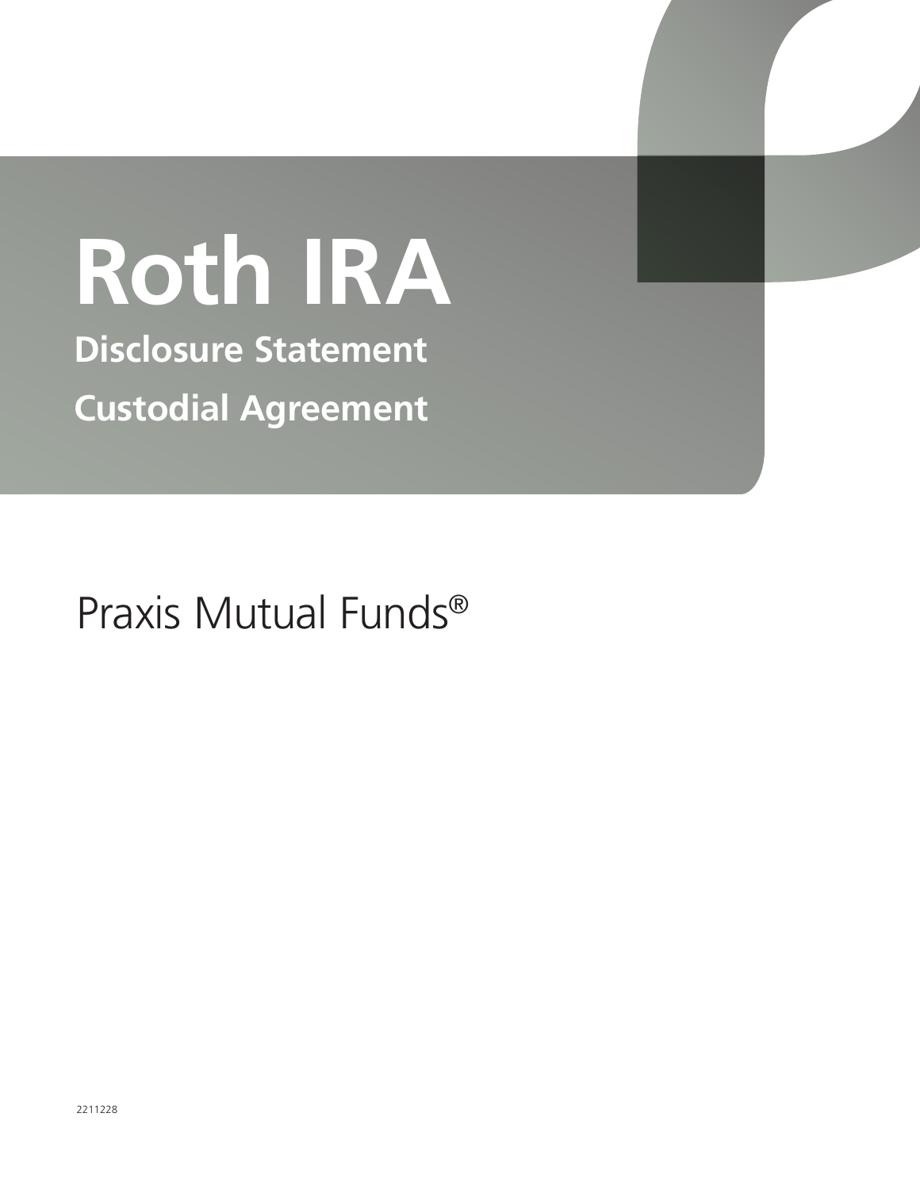# Roth IRA

## Disclosure Statement

## Custodial Agreement

Praxis Mutual Funds®

2211228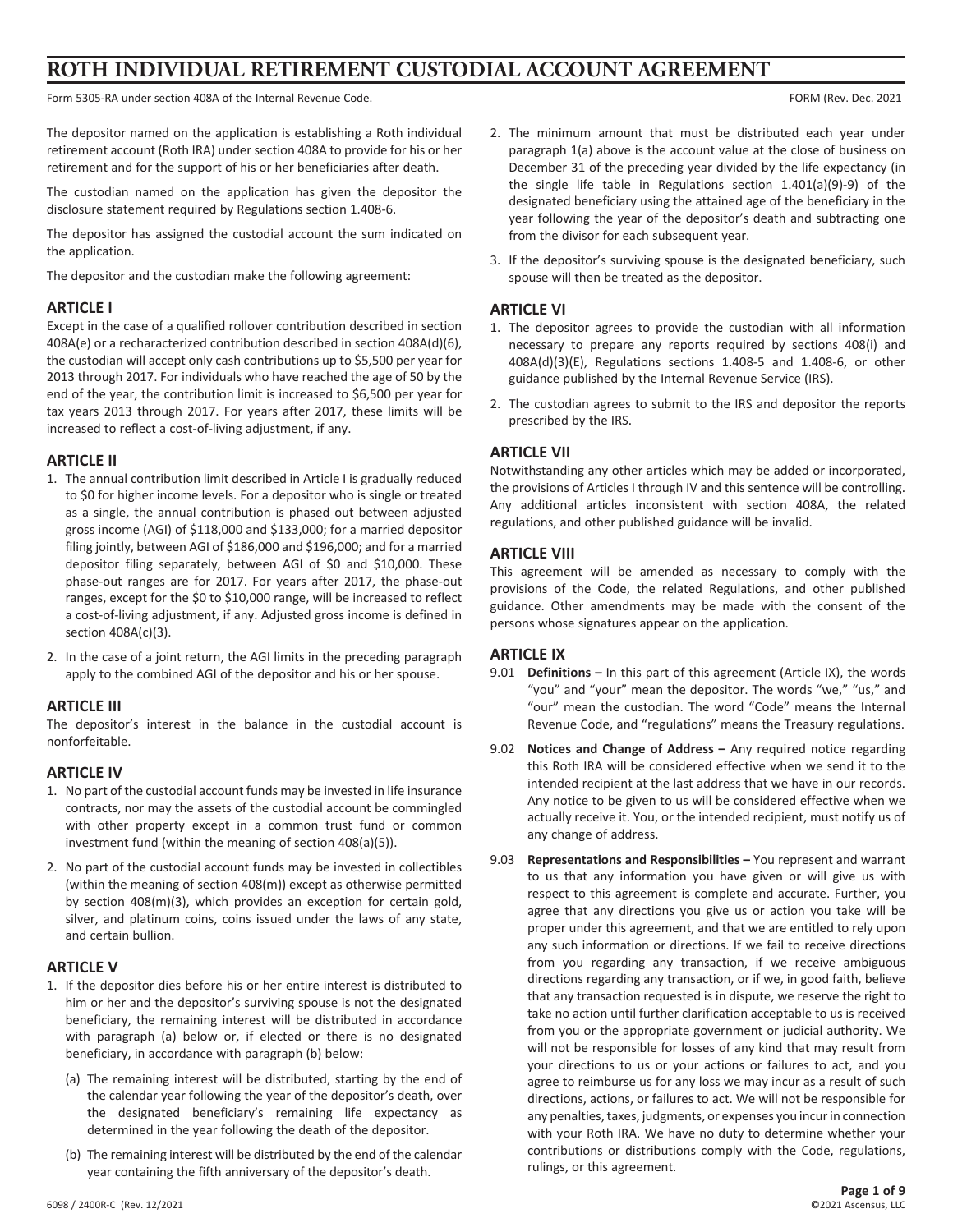# ROTH INDIVIDUAL RETIREMENT CUSTODIAL ACCOUNT AGREEMENT

Form 5305-RA under section 408A of the Internal Revenue Code. FORM (Rev. Dec. 2021

The depositor named on the application is establishing a Roth individual retirement account (Roth IRA) under section 408A to provide for his or her retirement and for the support of his or her beneficiaries after death.

The custodian named on the application has given the depositor the disclosure statement required by Regulations section 1.408-6.

The depositor has assigned the custodial account the sum indicated on the application.

The depositor and the custodian make the following agreement:

## ARTICLE I

Except in the case of a qualified rollover contribution described in section 408A(e) or a recharacterized contribution described in section 408A(d)(6), the custodian will accept only cash contributions up to $5,500 per year for 2013 through 2017. For individuals who have reached the age of 50 by the end of the year, the contribution limit is increased to $6,500 per year for tax years 2013 through 2017. For years after 2017, these limits will be increased to reflect a cost-of-living adjustment, if any.

## ARTICLE II

1. The annual contribution limit described in Article I is gradually reduced to $0 for higher income levels. For a depositor who is single or treated as a single, the annual contribution is phased out between adjusted gross income (AGI) of $118,000 and $133,000; for a married depositor filing jointly, between AGI of $186,000 and $196,000; and for a married depositor filing separately, between AGI of $0 and $10,000. These phase-out ranges are for 2017. For years after 2017, the phase-out ranges, except for the $0 to $10,000 range, will be increased to reflect a cost-of-living adjustment, if any. Adjusted gross income is defined in section 408A(c)(3).
2. In the case of a joint return, the AGI limits in the preceding paragraph apply to the combined AGI of the depositor and his or her spouse.

## ARTICLE III

The depositor's interest in the balance in the custodial account is nonforfeitable.

## ARTICLE IV

1. No part of the custodial account funds may be invested in life insurance contracts, nor may the assets of the custodial account be commingled with other property except in a common trust fund or common investment fund (within the meaning of section 408(a)(5)).
2. No part of the custodial account funds may be invested in collectibles (within the meaning of section 408(m)) except as otherwise permitted by section 408(m)(3), which provides an exception for certain gold, silver, and platinum coins, coins issued under the laws of any state, and certain bullion.

## ARTICLE V

1. If the depositor dies before his or her entire interest is distributed to him or her and the depositor's surviving spouse is not the designated beneficiary, the remaining interest will be distributed in accordance with paragraph (a) below or, if elected or there is no designated beneficiary, in accordance with paragraph (b) below:
   (a) The remaining interest will be distributed, starting by the end of the calendar year following the year of the depositor's death, over the designated beneficiary's remaining life expectancy as determined in the year following the death of the depositor.
   (b) The remaining interest will be distributed by the end of the calendar year containing the fifth anniversary of the depositor's death.
2. The minimum amount that must be distributed each year under paragraph 1(a) above is the account value at the close of business on December 31 of the preceding year divided by the life expectancy (in the single life table in Regulations section 1.401(a)(9)-9) of the designated beneficiary using the attained age of the beneficiary in the year following the year of the depositor's death and subtracting one from the divisor for each subsequent year.
3. If the depositor's surviving spouse is the designated beneficiary, such spouse will then be treated as the depositor.

## ARTICLE VI

1. The depositor agrees to provide the custodian with all information necessary to prepare any reports required by sections 408(i) and 408A(d)(3)(E), Regulations sections 1.408-5 and 1.408-6, or other guidance published by the Internal Revenue Service (IRS).
2. The custodian agrees to submit to the IRS and depositor the reports prescribed by the IRS.

## ARTICLE VII

Notwithstanding any other articles which may be added or incorporated, the provisions of Articles I through IV and this sentence will be controlling. Any additional articles inconsistent with section 408A, the related regulations, and other published guidance will be invalid.

## ARTICLE VIII

This agreement will be amended as necessary to comply with the provisions of the Code, the related Regulations, and other published guidance. Other amendments may be made with the consent of the persons whose signatures appear on the application.

## ARTICLE IX

9.01 **Definitions –** In this part of this agreement (Article IX), the words "you" and "your" mean the depositor. The words "we," "us," and "our" mean the custodian. The word "Code" means the Internal Revenue Code, and "regulations" means the Treasury regulations.

9.02 **Notices and Change of Address –** Any required notice regarding this Roth IRA will be considered effective when we send it to the intended recipient at the last address that we have in our records. Any notice to be given to us will be considered effective when we actually receive it. You, or the intended recipient, must notify us of any change of address.

9.03 **Representations and Responsibilities –** You represent and warrant to us that any information you have given or will give us with respect to this agreement is complete and accurate. Further, you agree that any directions you give us or action you take will be proper under this agreement, and that we are entitled to rely upon any such information or directions. If we fail to receive directions from you regarding any transaction, if we receive ambiguous directions regarding any transaction, or if we, in good faith, believe that any transaction requested is in dispute, we reserve the right to take no action until further clarification acceptable to us is received from you or the appropriate government or judicial authority. We will not be responsible for losses of any kind that may result from your directions to us or your actions or failures to act, and you agree to reimburse us for any loss we may incur as a result of such directions, actions, or failures to act. We will not be responsible for any penalties, taxes, judgments, or expenses you incur in connection with your Roth IRA. We have no duty to determine whether your contributions or distributions comply with the Code, regulations, rulings, or this agreement.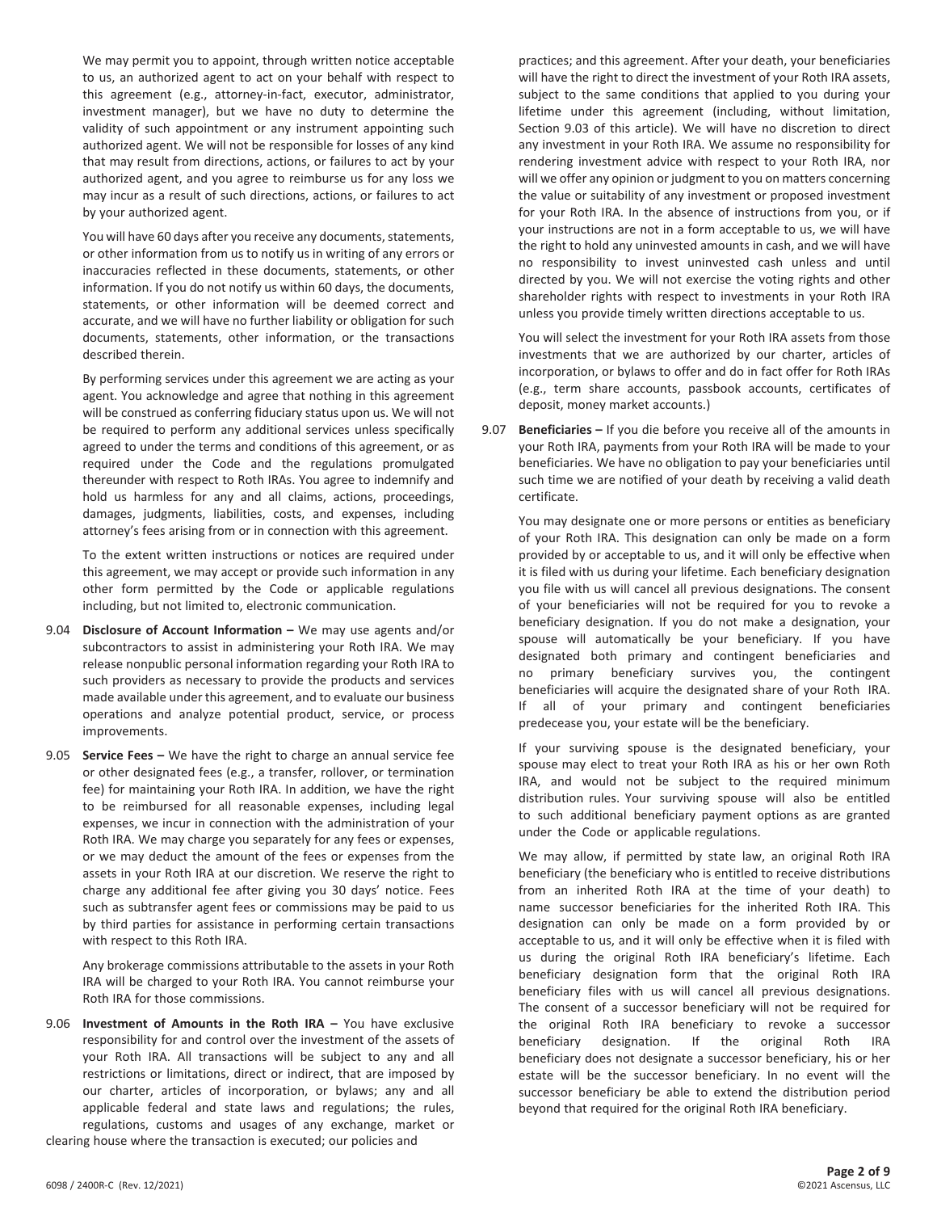We may permit you to appoint, through written notice acceptable to us, an authorized agent to act on your behalf with respect to this agreement (e.g., attorney-in-fact, executor, administrator, investment manager), but we have no duty to determine the validity of such appointment or any instrument appointing such authorized agent. We will not be responsible for losses of any kind that may result from directions, actions, or failures to act by your authorized agent, and you agree to reimburse us for any loss we may incur as a result of such directions, actions, or failures to act by your authorized agent.

You will have 60 days after you receive any documents, statements, or other information from us to notify us in writing of any errors or inaccuracies reflected in these documents, statements, or other information. If you do not notify us within 60 days, the documents, statements, or other information will be deemed correct and accurate, and we will have no further liability or obligation for such documents, statements, other information, or the transactions described therein.

By performing services under this agreement we are acting as your agent. You acknowledge and agree that nothing in this agreement will be construed as conferring fiduciary status upon us. We will not be required to perform any additional services unless specifically agreed to under the terms and conditions of this agreement, or as required under the Code and the regulations promulgated thereunder with respect to Roth IRAs. You agree to indemnify and hold us harmless for any and all claims, actions, proceedings, damages, judgments, liabilities, costs, and expenses, including attorney's fees arising from or in connection with this agreement.

To the extent written instructions or notices are required under this agreement, we may accept or provide such information in any other form permitted by the Code or applicable regulations including, but not limited to, electronic communication.

9.04 **Disclosure of Account Information –** We may use agents and/or subcontractors to assist in administering your Roth IRA. We may release nonpublic personal information regarding your Roth IRA to such providers as necessary to provide the products and services made available under this agreement, and to evaluate our business operations and analyze potential product, service, or process improvements.

9.05 **Service Fees –** We have the right to charge an annual service fee or other designated fees (e.g., a transfer, rollover, or termination fee) for maintaining your Roth IRA. In addition, we have the right to be reimbursed for all reasonable expenses, including legal expenses, we incur in connection with the administration of your Roth IRA. We may charge you separately for any fees or expenses, or we may deduct the amount of the fees or expenses from the assets in your Roth IRA at our discretion. We reserve the right to charge any additional fee after giving you 30 days' notice. Fees such as subtransfer agent fees or commissions may be paid to us by third parties for assistance in performing certain transactions with respect to this Roth IRA.

Any brokerage commissions attributable to the assets in your Roth IRA will be charged to your Roth IRA. You cannot reimburse your Roth IRA for those commissions.

9.06 **Investment of Amounts in the Roth IRA –** You have exclusive responsibility for and control over the investment of the assets of your Roth IRA. All transactions will be subject to any and all restrictions or limitations, direct or indirect, that are imposed by our charter, articles of incorporation, or bylaws; any and all applicable federal and state laws and regulations; the rules, regulations, customs and usages of any exchange, market or clearing house where the transaction is executed; our policies and practices; and this agreement. After your death, your beneficiaries will have the right to direct the investment of your Roth IRA assets, subject to the same conditions that applied to you during your lifetime under this agreement (including, without limitation, Section 9.03 of this article). We will have no discretion to direct any investment in your Roth IRA. We assume no responsibility for rendering investment advice with respect to your Roth IRA, nor will we offer any opinion or judgment to you on matters concerning the value or suitability of any investment or proposed investment for your Roth IRA. In the absence of instructions from you, or if your instructions are not in a form acceptable to us, we will have the right to hold any uninvested amounts in cash, and we will have no responsibility to invest uninvested cash unless and until directed by you. We will not exercise the voting rights and other shareholder rights with respect to investments in your Roth IRA unless you provide timely written directions acceptable to us.

You will select the investment for your Roth IRA assets from those investments that we are authorized by our charter, articles of incorporation, or bylaws to offer and do in fact offer for Roth IRAs (e.g., term share accounts, passbook accounts, certificates of deposit, money market accounts.)

9.07 **Beneficiaries –** If you die before you receive all of the amounts in your Roth IRA, payments from your Roth IRA will be made to your beneficiaries. We have no obligation to pay your beneficiaries until such time we are notified of your death by receiving a valid death certificate.

You may designate one or more persons or entities as beneficiary of your Roth IRA. This designation can only be made on a form provided by or acceptable to us, and it will only be effective when it is filed with us during your lifetime. Each beneficiary designation you file with us will cancel all previous designations. The consent of your beneficiaries will not be required for you to revoke a beneficiary designation. If you do not make a designation, your spouse will automatically be your beneficiary. If you have designated both primary and contingent beneficiaries and no primary beneficiary survives you, the contingent beneficiaries will acquire the designated share of your Roth IRA. If all of your primary and contingent beneficiaries predecease you, your estate will be the beneficiary.

If your surviving spouse is the designated beneficiary, your spouse may elect to treat your Roth IRA as his or her own Roth IRA, and would not be subject to the required minimum distribution rules. Your surviving spouse will also be entitled to such additional beneficiary payment options as are granted under the Code or applicable regulations.

We may allow, if permitted by state law, an original Roth IRA beneficiary (the beneficiary who is entitled to receive distributions from an inherited Roth IRA at the time of your death) to name successor beneficiaries for the inherited Roth IRA. This designation can only be made on a form provided by or acceptable to us, and it will only be effective when it is filed with us during the original Roth IRA beneficiary's lifetime. Each beneficiary designation form that the original Roth IRA beneficiary files with us will cancel all previous designations. The consent of a successor beneficiary will not be required for the original Roth IRA beneficiary to revoke a successor beneficiary designation. If the original Roth IRA beneficiary does not designate a successor beneficiary, his or her estate will be the successor beneficiary. In no event will the successor beneficiary be able to extend the distribution period beyond that required for the original Roth IRA beneficiary.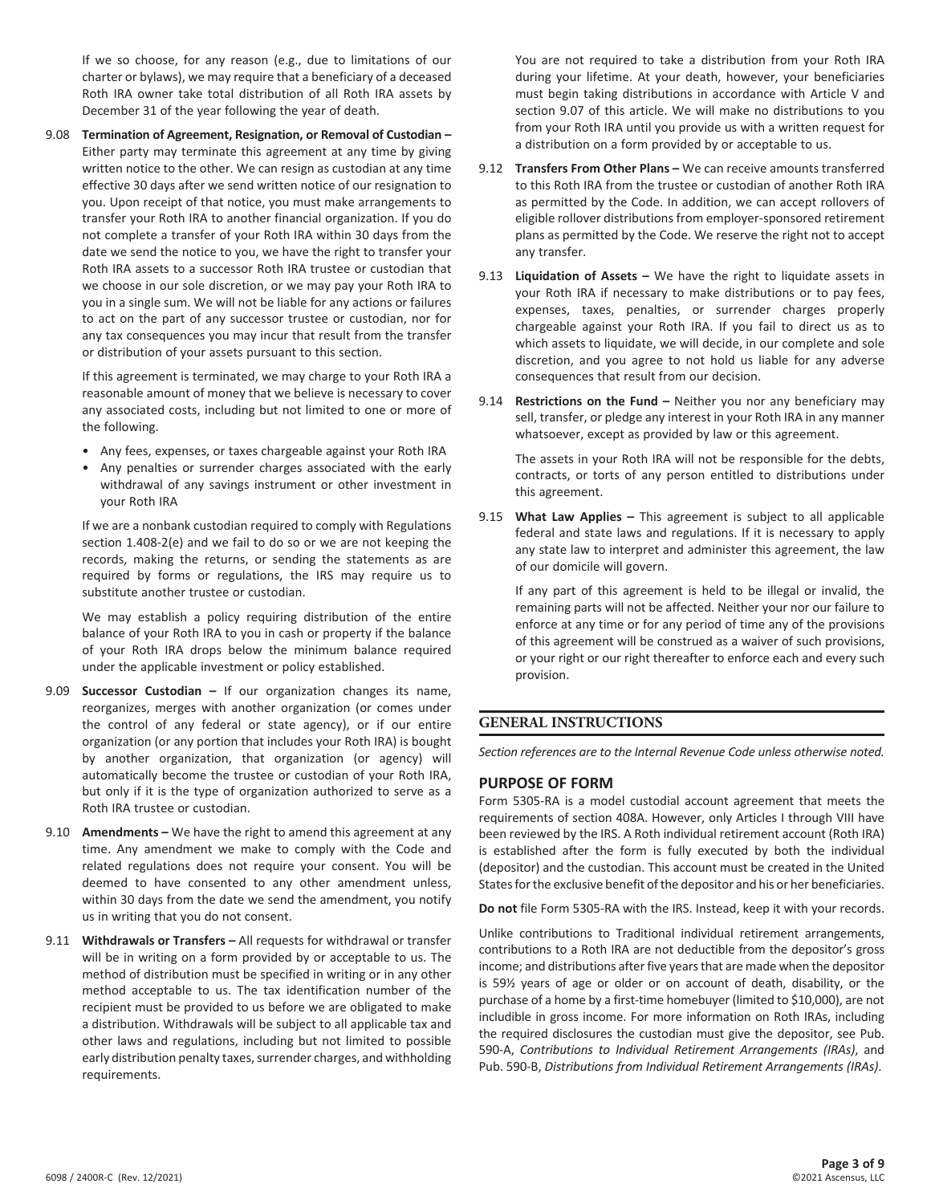If we so choose, for any reason (e.g., due to limitations of our charter or bylaws), we may require that a beneficiary of a deceased Roth IRA owner take total distribution of all Roth IRA assets by December 31 of the year following the year of death.

9.08 **Termination of Agreement, Resignation, or Removal of Custodian –** Either party may terminate this agreement at any time by giving written notice to the other. We can resign as custodian at any time effective 30 days after we send written notice of our resignation to you. Upon receipt of that notice, you must make arrangements to transfer your Roth IRA to another financial organization. If you do not complete a transfer of your Roth IRA within 30 days from the date we send the notice to you, we have the right to transfer your Roth IRA assets to a successor Roth IRA trustee or custodian that we choose in our sole discretion, or we may pay your Roth IRA to you in a single sum. We will not be liable for any actions or failures to act on the part of any successor trustee or custodian, nor for any tax consequences you may incur that result from the transfer or distribution of your assets pursuant to this section.

If this agreement is terminated, we may charge to your Roth IRA a reasonable amount of money that we believe is necessary to cover any associated costs, including but not limited to one or more of the following.

- Any fees, expenses, or taxes chargeable against your Roth IRA
- Any penalties or surrender charges associated with the early withdrawal of any savings instrument or other investment in your Roth IRA

If we are a nonbank custodian required to comply with Regulations section 1.408-2(e) and we fail to do so or we are not keeping the records, making the returns, or sending the statements as are required by forms or regulations, the IRS may require us to substitute another trustee or custodian.

We may establish a policy requiring distribution of the entire balance of your Roth IRA to you in cash or property if the balance of your Roth IRA drops below the minimum balance required under the applicable investment or policy established.

9.09 **Successor Custodian –** If our organization changes its name, reorganizes, merges with another organization (or comes under the control of any federal or state agency), or if our entire organization (or any portion that includes your Roth IRA) is bought by another organization, that organization (or agency) will automatically become the trustee or custodian of your Roth IRA, but only if it is the type of organization authorized to serve as a Roth IRA trustee or custodian.

9.10 **Amendments –** We have the right to amend this agreement at any time. Any amendment we make to comply with the Code and related regulations does not require your consent. You will be deemed to have consented to any other amendment unless, within 30 days from the date we send the amendment, you notify us in writing that you do not consent.

9.11 **Withdrawals or Transfers –** All requests for withdrawal or transfer will be in writing on a form provided by or acceptable to us. The method of distribution must be specified in writing or in any other method acceptable to us. The tax identification number of the recipient must be provided to us before we are obligated to make a distribution. Withdrawals will be subject to all applicable tax and other laws and regulations, including but not limited to possible early distribution penalty taxes, surrender charges, and withholding requirements.

You are not required to take a distribution from your Roth IRA during your lifetime. At your death, however, your beneficiaries must begin taking distributions in accordance with Article V and section 9.07 of this article. We will make no distributions to you from your Roth IRA until you provide us with a written request for a distribution on a form provided by or acceptable to us.

9.12 **Transfers From Other Plans –** We can receive amounts transferred to this Roth IRA from the trustee or custodian of another Roth IRA as permitted by the Code. In addition, we can accept rollovers of eligible rollover distributions from employer-sponsored retirement plans as permitted by the Code. We reserve the right not to accept any transfer.

9.13 **Liquidation of Assets –** We have the right to liquidate assets in your Roth IRA if necessary to make distributions or to pay fees, expenses, taxes, penalties, or surrender charges properly chargeable against your Roth IRA. If you fail to direct us as to which assets to liquidate, we will decide, in our complete and sole discretion, and you agree to not hold us liable for any adverse consequences that result from our decision.

9.14 **Restrictions on the Fund –** Neither you nor any beneficiary may sell, transfer, or pledge any interest in your Roth IRA in any manner whatsoever, except as provided by law or this agreement.

The assets in your Roth IRA will not be responsible for the debts, contracts, or torts of any person entitled to distributions under this agreement.

9.15 **What Law Applies –** This agreement is subject to all applicable federal and state laws and regulations. If it is necessary to apply any state law to interpret and administer this agreement, the law of our domicile will govern.

If any part of this agreement is held to be illegal or invalid, the remaining parts will not be affected. Neither your nor our failure to enforce at any time or for any period of time any of the provisions of this agreement will be construed as a waiver of such provisions, or your right or our right thereafter to enforce each and every such provision.

## GENERAL INSTRUCTIONS

*Section references are to the Internal Revenue Code unless otherwise noted.*

### PURPOSE OF FORM

Form 5305-RA is a model custodial account agreement that meets the requirements of section 408A. However, only Articles I through VIII have been reviewed by the IRS. A Roth individual retirement account (Roth IRA) is established after the form is fully executed by both the individual (depositor) and the custodian. This account must be created in the United States for the exclusive benefit of the depositor and his or her beneficiaries.

**Do not** file Form 5305-RA with the IRS. Instead, keep it with your records.

Unlike contributions to Traditional individual retirement arrangements, contributions to a Roth IRA are not deductible from the depositor's gross income; and distributions after five years that are made when the depositor is 59½ years of age or older or on account of death, disability, or the purchase of a home by a first-time homebuyer (limited to $10,000), are not includible in gross income. For more information on Roth IRAs, including the required disclosures the custodian must give the depositor, see Pub. 590-A, *Contributions to Individual Retirement Arrangements (IRAs)*, and Pub. 590-B, *Distributions from Individual Retirement Arrangements (IRAs)*.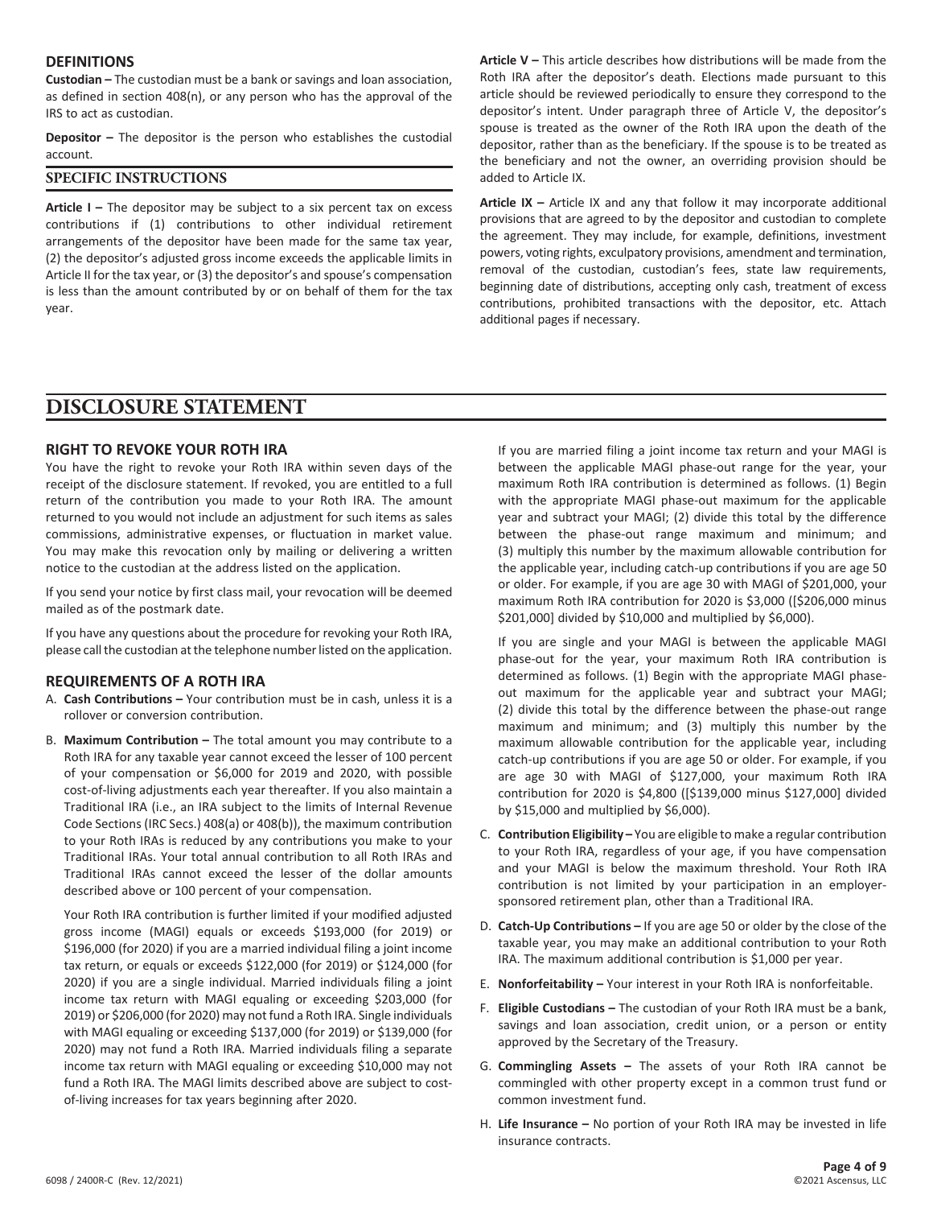## DEFINITIONS

**Custodian –** The custodian must be a bank or savings and loan association, as defined in section 408(n), or any person who has the approval of the IRS to act as custodian.

**Depositor –** The depositor is the person who establishes the custodial account.

## SPECIFIC INSTRUCTIONS

**Article I –** The depositor may be subject to a six percent tax on excess contributions if (1) contributions to other individual retirement arrangements of the depositor have been made for the same tax year, (2) the depositor's adjusted gross income exceeds the applicable limits in Article II for the tax year, or (3) the depositor's and spouse's compensation is less than the amount contributed by or on behalf of them for the tax year.

**Article V –** This article describes how distributions will be made from the Roth IRA after the depositor's death. Elections made pursuant to this article should be reviewed periodically to ensure they correspond to the depositor's intent. Under paragraph three of Article V, the depositor's spouse is treated as the owner of the Roth IRA upon the death of the depositor, rather than as the beneficiary. If the spouse is to be treated as the beneficiary and not the owner, an overriding provision should be added to Article IX.

**Article IX –** Article IX and any that follow it may incorporate additional provisions that are agreed to by the depositor and custodian to complete the agreement. They may include, for example, definitions, investment powers, voting rights, exculpatory provisions, amendment and termination, removal of the custodian, custodian's fees, state law requirements, beginning date of distributions, accepting only cash, treatment of excess contributions, prohibited transactions with the depositor, etc. Attach additional pages if necessary.

# DISCLOSURE STATEMENT

## RIGHT TO REVOKE YOUR ROTH IRA

You have the right to revoke your Roth IRA within seven days of the receipt of the disclosure statement. If revoked, you are entitled to a full return of the contribution you made to your Roth IRA. The amount returned to you would not include an adjustment for such items as sales commissions, administrative expenses, or fluctuation in market value. You may make this revocation only by mailing or delivering a written notice to the custodian at the address listed on the application.

If you send your notice by first class mail, your revocation will be deemed mailed as of the postmark date.

If you have any questions about the procedure for revoking your Roth IRA, please call the custodian at the telephone number listed on the application.

## REQUIREMENTS OF A ROTH IRA

A. **Cash Contributions –** Your contribution must be in cash, unless it is a rollover or conversion contribution.

B. **Maximum Contribution –** The total amount you may contribute to a Roth IRA for any taxable year cannot exceed the lesser of 100 percent of your compensation or $6,000 for 2019 and 2020, with possible cost-of-living adjustments each year thereafter. If you also maintain a Traditional IRA (i.e., an IRA subject to the limits of Internal Revenue Code Sections (IRC Secs.) 408(a) or 408(b)), the maximum contribution to your Roth IRAs is reduced by any contributions you make to your Traditional IRAs. Your total annual contribution to all Roth IRAs and Traditional IRAs cannot exceed the lesser of the dollar amounts described above or 100 percent of your compensation.

   Your Roth IRA contribution is further limited if your modified adjusted gross income (MAGI) equals or exceeds $193,000 (for 2019) or $196,000 (for 2020) if you are a married individual filing a joint income tax return, or equals or exceeds $122,000 (for 2019) or $124,000 (for 2020) if you are a single individual. Married individuals filing a joint income tax return with MAGI equaling or exceeding $203,000 (for 2019) or $206,000 (for 2020) may not fund a Roth IRA. Single individuals with MAGI equaling or exceeding $137,000 (for 2019) or $139,000 (for 2020) may not fund a Roth IRA. Married individuals filing a separate income tax return with MAGI equaling or exceeding $10,000 may not fund a Roth IRA. The MAGI limits described above are subject to cost-of-living increases for tax years beginning after 2020.

   If you are married filing a joint income tax return and your MAGI is between the applicable MAGI phase-out range for the year, your maximum Roth IRA contribution is determined as follows. (1) Begin with the appropriate MAGI phase-out maximum for the applicable year and subtract your MAGI; (2) divide this total by the difference between the phase-out range maximum and minimum; and (3) multiply this number by the maximum allowable contribution for the applicable year, including catch-up contributions if you are age 50 or older. For example, if you are age 30 with MAGI of $201,000, your maximum Roth IRA contribution for 2020 is $3,000 ([$206,000 minus $201,000] divided by $10,000 and multiplied by $6,000).

   If you are single and your MAGI is between the applicable MAGI phase-out for the year, your maximum Roth IRA contribution is determined as follows. (1) Begin with the appropriate MAGI phase-out maximum for the applicable year and subtract your MAGI; (2) divide this total by the difference between the phase-out range maximum and minimum; and (3) multiply this number by the maximum allowable contribution for the applicable year, including catch-up contributions if you are age 50 or older. For example, if you are age 30 with MAGI of $127,000, your maximum Roth IRA contribution for 2020 is $4,800 ([$139,000 minus $127,000] divided by $15,000 and multiplied by $6,000).

C. **Contribution Eligibility –** You are eligible to make a regular contribution to your Roth IRA, regardless of your age, if you have compensation and your MAGI is below the maximum threshold. Your Roth IRA contribution is not limited by your participation in an employer-sponsored retirement plan, other than a Traditional IRA.

D. **Catch-Up Contributions –** If you are age 50 or older by the close of the taxable year, you may make an additional contribution to your Roth IRA. The maximum additional contribution is $1,000 per year.

E. **Nonforfeitability –** Your interest in your Roth IRA is nonforfeitable.

F. **Eligible Custodians –** The custodian of your Roth IRA must be a bank, savings and loan association, credit union, or a person or entity approved by the Secretary of the Treasury.

G. **Commingling Assets –** The assets of your Roth IRA cannot be commingled with other property except in a common trust fund or common investment fund.

H. **Life Insurance –** No portion of your Roth IRA may be invested in life insurance contracts.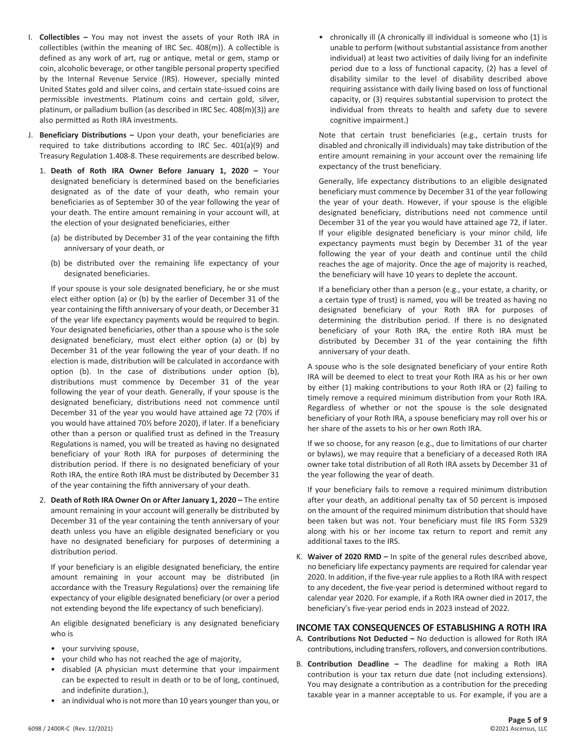I. **Collectibles –** You may not invest the assets of your Roth IRA in collectibles (within the meaning of IRC Sec. 408(m)). A collectible is defined as any work of art, rug or antique, metal or gem, stamp or coin, alcoholic beverage, or other tangible personal property specified by the Internal Revenue Service (IRS). However, specially minted United States gold and silver coins, and certain state-issued coins are permissible investments. Platinum coins and certain gold, silver, platinum, or palladium bullion (as described in IRC Sec. 408(m)(3)) are also permitted as Roth IRA investments.

J. **Beneficiary Distributions –** Upon your death, your beneficiaries are required to take distributions according to IRC Sec. 401(a)(9) and Treasury Regulation 1.408-8. These requirements are described below.

   1. **Death of Roth IRA Owner Before January 1, 2020 –** Your designated beneficiary is determined based on the beneficiaries designated as of the date of your death, who remain your beneficiaries as of September 30 of the year following the year of your death. The entire amount remaining in your account will, at the election of your designated beneficiaries, either

      (a) be distributed by December 31 of the year containing the fifth anniversary of your death, or

      (b) be distributed over the remaining life expectancy of your designated beneficiaries.

      If your spouse is your sole designated beneficiary, he or she must elect either option (a) or (b) by the earlier of December 31 of the year containing the fifth anniversary of your death, or December 31 of the year life expectancy payments would be required to begin. Your designated beneficiaries, other than a spouse who is the sole designated beneficiary, must elect either option (a) or (b) by December 31 of the year following the year of your death. If no election is made, distribution will be calculated in accordance with option (b). In the case of distributions under option (b), distributions must commence by December 31 of the year following the year of your death. Generally, if your spouse is the designated beneficiary, distributions need not commence until December 31 of the year you would have attained age 72 (70½ if you would have attained 70½ before 2020), if later. If a beneficiary other than a person or qualified trust as defined in the Treasury Regulations is named, you will be treated as having no designated beneficiary of your Roth IRA for purposes of determining the distribution period. If there is no designated beneficiary of your Roth IRA, the entire Roth IRA must be distributed by December 31 of the year containing the fifth anniversary of your death.

   2. **Death of Roth IRA Owner On or After January 1, 2020 –** The entire amount remaining in your account will generally be distributed by December 31 of the year containing the tenth anniversary of your death unless you have an eligible designated beneficiary or you have no designated beneficiary for purposes of determining a distribution period.

      If your beneficiary is an eligible designated beneficiary, the entire amount remaining in your account may be distributed (in accordance with the Treasury Regulations) over the remaining life expectancy of your eligible designated beneficiary (or over a period not extending beyond the life expectancy of such beneficiary).

      An eligible designated beneficiary is any designated beneficiary who is

      - your surviving spouse,
      - your child who has not reached the age of majority,
      - disabled (A physician must determine that your impairment can be expected to result in death or to be of long, continued, and indefinite duration.),
      - an individual who is not more than 10 years younger than you, or
      - chronically ill (A chronically ill individual is someone who (1) is unable to perform (without substantial assistance from another individual) at least two activities of daily living for an indefinite period due to a loss of functional capacity, (2) has a level of disability similar to the level of disability described above requiring assistance with daily living based on loss of functional capacity, or (3) requires substantial supervision to protect the individual from threats to health and safety due to severe cognitive impairment.)

      Note that certain trust beneficiaries (e.g., certain trusts for disabled and chronically ill individuals) may take distribution of the entire amount remaining in your account over the remaining life expectancy of the trust beneficiary.

      Generally, life expectancy distributions to an eligible designated beneficiary must commence by December 31 of the year following the year of your death. However, if your spouse is the eligible designated beneficiary, distributions need not commence until December 31 of the year you would have attained age 72, if later. If your eligible designated beneficiary is your minor child, life expectancy payments must begin by December 31 of the year following the year of your death and continue until the child reaches the age of majority. Once the age of majority is reached, the beneficiary will have 10 years to deplete the account.

      If a beneficiary other than a person (e.g., your estate, a charity, or a certain type of trust) is named, you will be treated as having no designated beneficiary of your Roth IRA for purposes of determining the distribution period. If there is no designated beneficiary of your Roth IRA, the entire Roth IRA must be distributed by December 31 of the year containing the fifth anniversary of your death.

   A spouse who is the sole designated beneficiary of your entire Roth IRA will be deemed to elect to treat your Roth IRA as his or her own by either (1) making contributions to your Roth IRA or (2) failing to timely remove a required minimum distribution from your Roth IRA. Regardless of whether or not the spouse is the sole designated beneficiary of your Roth IRA, a spouse beneficiary may roll over his or her share of the assets to his or her own Roth IRA.

   If we so choose, for any reason (e.g., due to limitations of our charter or bylaws), we may require that a beneficiary of a deceased Roth IRA owner take total distribution of all Roth IRA assets by December 31 of the year following the year of death.

   If your beneficiary fails to remove a required minimum distribution after your death, an additional penalty tax of 50 percent is imposed on the amount of the required minimum distribution that should have been taken but was not. Your beneficiary must file IRS Form 5329 along with his or her income tax return to report and remit any additional taxes to the IRS.

K. **Waiver of 2020 RMD –** In spite of the general rules described above, no beneficiary life expectancy payments are required for calendar year 2020. In addition, if the five-year rule applies to a Roth IRA with respect to any decedent, the five-year period is determined without regard to calendar year 2020. For example, if a Roth IRA owner died in 2017, the beneficiary's five-year period ends in 2023 instead of 2022.

## INCOME TAX CONSEQUENCES OF ESTABLISHING A ROTH IRA

A. **Contributions Not Deducted –** No deduction is allowed for Roth IRA contributions, including transfers, rollovers, and conversion contributions.

B. **Contribution Deadline –** The deadline for making a Roth IRA contribution is your tax return due date (not including extensions). You may designate a contribution as a contribution for the preceding taxable year in a manner acceptable to us. For example, if you are a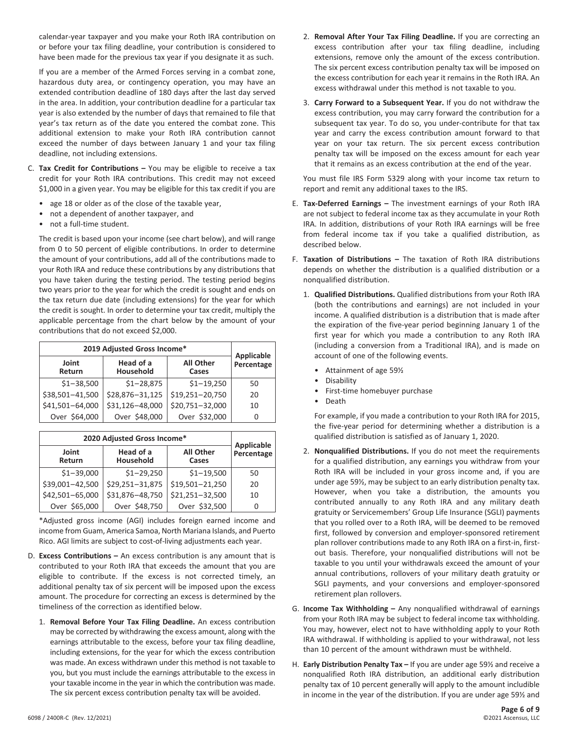calendar-year taxpayer and you make your Roth IRA contribution on or before your tax filing deadline, your contribution is considered to have been made for the previous tax year if you designate it as such.

If you are a member of the Armed Forces serving in a combat zone, hazardous duty area, or contingency operation, you may have an extended contribution deadline of 180 days after the last day served in the area. In addition, your contribution deadline for a particular tax year is also extended by the number of days that remained to file that year's tax return as of the date you entered the combat zone. This additional extension to make your Roth IRA contribution cannot exceed the number of days between January 1 and your tax filing deadline, not including extensions.

C. **Tax Credit for Contributions –** You may be eligible to receive a tax credit for your Roth IRA contributions. This credit may not exceed $1,000 in a given year. You may be eligible for this tax credit if you are

- age 18 or older as of the close of the taxable year,
- not a dependent of another taxpayer, and
- not a full-time student.

The credit is based upon your income (see chart below), and will range from 0 to 50 percent of eligible contributions. In order to determine the amount of your contributions, add all of the contributions made to your Roth IRA and reduce these contributions by any distributions that you have taken during the testing period. The testing period begins two years prior to the year for which the credit is sought and ends on the tax return due date (including extensions) for the year for which the credit is sought. In order to determine your tax credit, multiply the applicable percentage from the chart below by the amount of your contributions that do not exceed $2,000.

| 2019 Adjusted Gross Income* | | | Applicable Percentage |
|---|---|---|---|
| Joint Return | Head of a Household | All Other Cases | |
| $1–38,500 | $1–28,875 | $1–19,250 | 50 |
| $38,501–41,500 | $28,876–31,125 | $19,251–20,750 | 20 |
| $41,501–64,000 | $31,126–48,000 | $20,751–32,000 | 10 |
| Over $64,000 | Over $48,000 | Over $32,000 | 0 |

| 2020 Adjusted Gross Income* | | | Applicable Percentage |
|---|---|---|---|
| Joint Return | Head of a Household | All Other Cases | |
| $1–39,000 | $1–29,250 | $1–19,500 | 50 |
| $39,001–42,500 | $29,251–31,875 | $19,501–21,250 | 20 |
| $42,501–65,000 | $31,876–48,750 | $21,251–32,500 | 10 |
| Over $65,000 | Over $48,750 | Over $32,500 | 0 |

*Adjusted gross income (AGI) includes foreign earned income and income from Guam, America Samoa, North Mariana Islands, and Puerto Rico. AGI limits are subject to cost-of-living adjustments each year.

D. **Excess Contributions –** An excess contribution is any amount that is contributed to your Roth IRA that exceeds the amount that you are eligible to contribute. If the excess is not corrected timely, an additional penalty tax of six percent will be imposed upon the excess amount. The procedure for correcting an excess is determined by the timeliness of the correction as identified below.

1. **Removal Before Your Tax Filing Deadline.** An excess contribution may be corrected by withdrawing the excess amount, along with the earnings attributable to the excess, before your tax filing deadline, including extensions, for the year for which the excess contribution was made. An excess withdrawn under this method is not taxable to you, but you must include the earnings attributable to the excess in your taxable income in the year in which the contribution was made. The six percent excess contribution penalty tax will be avoided.

2. **Removal After Your Tax Filing Deadline.** If you are correcting an excess contribution after your tax filing deadline, including extensions, remove only the amount of the excess contribution. The six percent excess contribution penalty tax will be imposed on the excess contribution for each year it remains in the Roth IRA. An excess withdrawal under this method is not taxable to you.

3. **Carry Forward to a Subsequent Year.** If you do not withdraw the excess contribution, you may carry forward the contribution for a subsequent tax year. To do so, you under-contribute for that tax year and carry the excess contribution amount forward to that year on your tax return. The six percent excess contribution penalty tax will be imposed on the excess amount for each year that it remains as an excess contribution at the end of the year.

You must file IRS Form 5329 along with your income tax return to report and remit any additional taxes to the IRS.

E. **Tax-Deferred Earnings –** The investment earnings of your Roth IRA are not subject to federal income tax as they accumulate in your Roth IRA. In addition, distributions of your Roth IRA earnings will be free from federal income tax if you take a qualified distribution, as described below.

F. **Taxation of Distributions –** The taxation of Roth IRA distributions depends on whether the distribution is a qualified distribution or a nonqualified distribution.

1. **Qualified Distributions.** Qualified distributions from your Roth IRA (both the contributions and earnings) are not included in your income. A qualified distribution is a distribution that is made after the expiration of the five-year period beginning January 1 of the first year for which you made a contribution to any Roth IRA (including a conversion from a Traditional IRA), and is made on account of one of the following events.

   - Attainment of age 59½
   - Disability
   - First-time homebuyer purchase
   - Death

   For example, if you made a contribution to your Roth IRA for 2015, the five-year period for determining whether a distribution is a qualified distribution is satisfied as of January 1, 2020.

2. **Nonqualified Distributions.** If you do not meet the requirements for a qualified distribution, any earnings you withdraw from your Roth IRA will be included in your gross income and, if you are under age 59½, may be subject to an early distribution penalty tax. However, when you take a distribution, the amounts you contributed annually to any Roth IRA and any military death gratuity or Servicemembers' Group Life Insurance (SGLI) payments that you rolled over to a Roth IRA, will be deemed to be removed first, followed by conversion and employer-sponsored retirement plan rollover contributions made to any Roth IRA on a first-in, first-out basis. Therefore, your nonqualified distributions will not be taxable to you until your withdrawals exceed the amount of your annual contributions, rollovers of your military death gratuity or SGLI payments, and your conversions and employer-sponsored retirement plan rollovers.

G. **Income Tax Withholding –** Any nonqualified withdrawal of earnings from your Roth IRA may be subject to federal income tax withholding. You may, however, elect not to have withholding apply to your Roth IRA withdrawal. If withholding is applied to your withdrawal, not less than 10 percent of the amount withdrawn must be withheld.

H. **Early Distribution Penalty Tax –** If you are under age 59½ and receive a nonqualified Roth IRA distribution, an additional early distribution penalty tax of 10 percent generally will apply to the amount includible in income in the year of the distribution. If you are under age 59½ and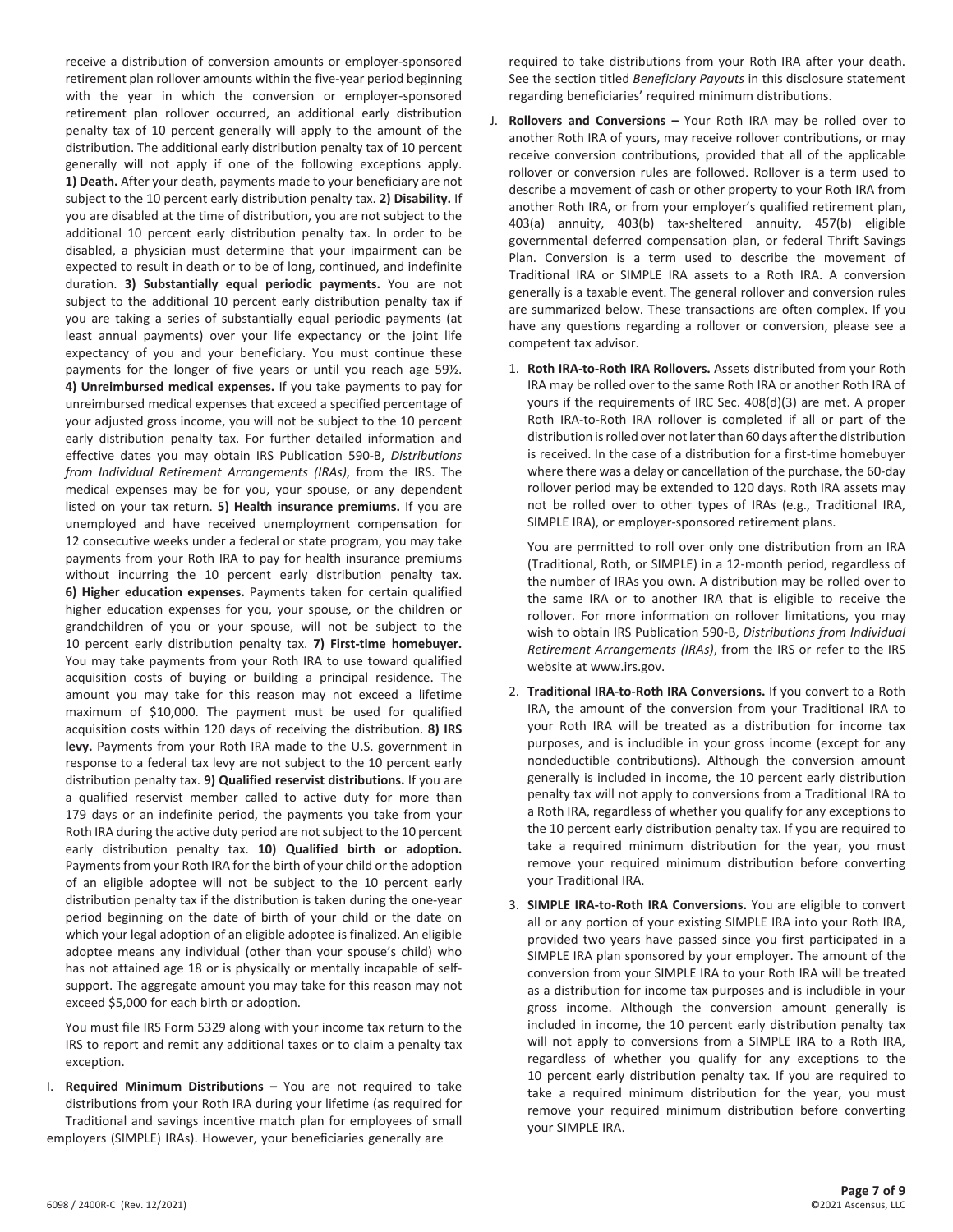receive a distribution of conversion amounts or employer-sponsored retirement plan rollover amounts within the five-year period beginning with the year in which the conversion or employer-sponsored retirement plan rollover occurred, an additional early distribution penalty tax of 10 percent generally will apply to the amount of the distribution. The additional early distribution penalty tax of 10 percent generally will not apply if one of the following exceptions apply. **1) Death.** After your death, payments made to your beneficiary are not subject to the 10 percent early distribution penalty tax. **2) Disability.** If you are disabled at the time of distribution, you are not subject to the additional 10 percent early distribution penalty tax. In order to be disabled, a physician must determine that your impairment can be expected to result in death or to be of long, continued, and indefinite duration. **3) Substantially equal periodic payments.** You are not subject to the additional 10 percent early distribution penalty tax if you are taking a series of substantially equal periodic payments (at least annual payments) over your life expectancy or the joint life expectancy of you and your beneficiary. You must continue these payments for the longer of five years or until you reach age 59½. **4) Unreimbursed medical expenses.** If you take payments to pay for unreimbursed medical expenses that exceed a specified percentage of your adjusted gross income, you will not be subject to the 10 percent early distribution penalty tax. For further detailed information and effective dates you may obtain IRS Publication 590-B, *Distributions from Individual Retirement Arrangements (IRAs)*, from the IRS. The medical expenses may be for you, your spouse, or any dependent listed on your tax return. **5) Health insurance premiums.** If you are unemployed and have received unemployment compensation for 12 consecutive weeks under a federal or state program, you may take payments from your Roth IRA to pay for health insurance premiums without incurring the 10 percent early distribution penalty tax. **6) Higher education expenses.** Payments taken for certain qualified higher education expenses for you, your spouse, or the children or grandchildren of you or your spouse, will not be subject to the 10 percent early distribution penalty tax. **7) First-time homebuyer.** You may take payments from your Roth IRA to use toward qualified acquisition costs of buying or building a principal residence. The amount you may take for this reason may not exceed a lifetime maximum of $10,000. The payment must be used for qualified acquisition costs within 120 days of receiving the distribution. **8) IRS levy.** Payments from your Roth IRA made to the U.S. government in response to a federal tax levy are not subject to the 10 percent early distribution penalty tax. **9) Qualified reservist distributions.** If you are a qualified reservist member called to active duty for more than 179 days or an indefinite period, the payments you take from your Roth IRA during the active duty period are not subject to the 10 percent early distribution penalty tax. **10) Qualified birth or adoption.** Payments from your Roth IRA for the birth of your child or the adoption of an eligible adoptee will not be subject to the 10 percent early distribution penalty tax if the distribution is taken during the one-year period beginning on the date of birth of your child or the date on which your legal adoption of an eligible adoptee is finalized. An eligible adoptee means any individual (other than your spouse's child) who has not attained age 18 or is physically or mentally incapable of self-support. The aggregate amount you may take for this reason may not exceed $5,000 for each birth or adoption.

You must file IRS Form 5329 along with your income tax return to the IRS to report and remit any additional taxes or to claim a penalty tax exception.

I. **Required Minimum Distributions –** You are not required to take distributions from your Roth IRA during your lifetime (as required for Traditional and savings incentive match plan for employees of small employers (SIMPLE) IRAs). However, your beneficiaries generally are required to take distributions from your Roth IRA after your death. See the section titled *Beneficiary Payouts* in this disclosure statement regarding beneficiaries' required minimum distributions.

J. **Rollovers and Conversions –** Your Roth IRA may be rolled over to another Roth IRA of yours, may receive rollover contributions, or may receive conversion contributions, provided that all of the applicable rollover or conversion rules are followed. Rollover is a term used to describe a movement of cash or other property to your Roth IRA from another Roth IRA, or from your employer's qualified retirement plan, 403(a) annuity, 403(b) tax-sheltered annuity, 457(b) eligible governmental deferred compensation plan, or federal Thrift Savings Plan. Conversion is a term used to describe the movement of Traditional IRA or SIMPLE IRA assets to a Roth IRA. A conversion generally is a taxable event. The general rollover and conversion rules are summarized below. These transactions are often complex. If you have any questions regarding a rollover or conversion, please see a competent tax advisor.

1. **Roth IRA-to-Roth IRA Rollovers.** Assets distributed from your Roth IRA may be rolled over to the same Roth IRA or another Roth IRA of yours if the requirements of IRC Sec. 408(d)(3) are met. A proper Roth IRA-to-Roth IRA rollover is completed if all or part of the distribution is rolled over not later than 60 days after the distribution is received. In the case of a distribution for a first-time homebuyer where there was a delay or cancellation of the purchase, the 60-day rollover period may be extended to 120 days. Roth IRA assets may not be rolled over to other types of IRAs (e.g., Traditional IRA, SIMPLE IRA), or employer-sponsored retirement plans.

   You are permitted to roll over only one distribution from an IRA (Traditional, Roth, or SIMPLE) in a 12-month period, regardless of the number of IRAs you own. A distribution may be rolled over to the same IRA or to another IRA that is eligible to receive the rollover. For more information on rollover limitations, you may wish to obtain IRS Publication 590-B, *Distributions from Individual Retirement Arrangements (IRAs)*, from the IRS or refer to the IRS website at www.irs.gov.

2. **Traditional IRA-to-Roth IRA Conversions.** If you convert to a Roth IRA, the amount of the conversion from your Traditional IRA to your Roth IRA will be treated as a distribution for income tax purposes, and is includible in your gross income (except for any nondeductible contributions). Although the conversion amount generally is included in income, the 10 percent early distribution penalty tax will not apply to conversions from a Traditional IRA to a Roth IRA, regardless of whether you qualify for any exceptions to the 10 percent early distribution penalty tax. If you are required to take a required minimum distribution for the year, you must remove your required minimum distribution before converting your Traditional IRA.

3. **SIMPLE IRA-to-Roth IRA Conversions.** You are eligible to convert all or any portion of your existing SIMPLE IRA into your Roth IRA, provided two years have passed since you first participated in a SIMPLE IRA plan sponsored by your employer. The amount of the conversion from your SIMPLE IRA to your Roth IRA will be treated as a distribution for income tax purposes and is includible in your gross income. Although the conversion amount generally is included in income, the 10 percent early distribution penalty tax will not apply to conversions from a SIMPLE IRA to a Roth IRA, regardless of whether you qualify for any exceptions to the 10 percent early distribution penalty tax. If you are required to take a required minimum distribution for the year, you must remove your required minimum distribution before converting your SIMPLE IRA.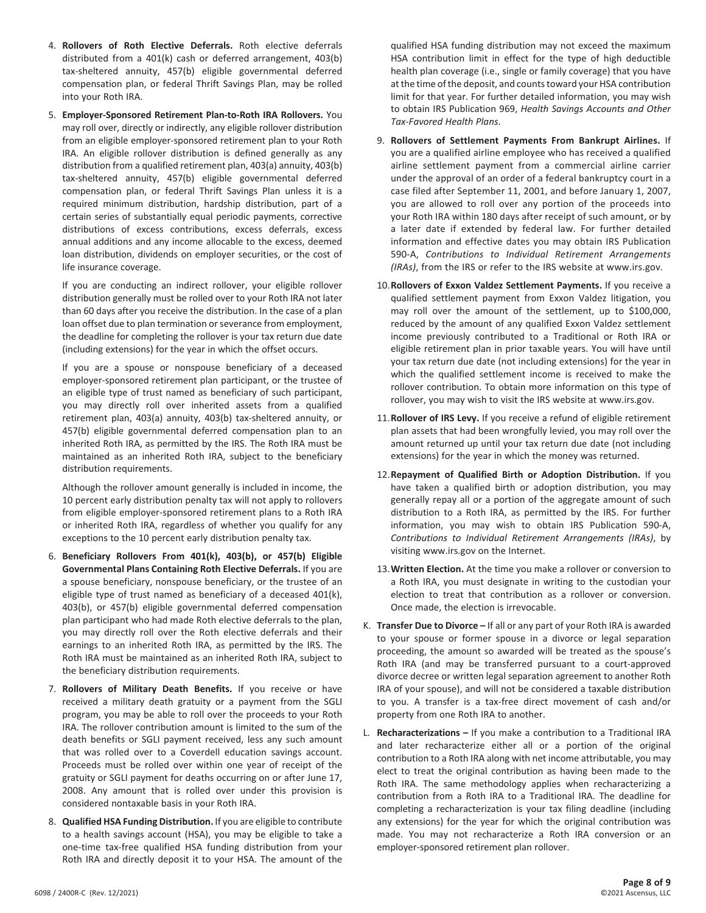4. **Rollovers of Roth Elective Deferrals.** Roth elective deferrals distributed from a 401(k) cash or deferred arrangement, 403(b) tax-sheltered annuity, 457(b) eligible governmental deferred compensation plan, or federal Thrift Savings Plan, may be rolled into your Roth IRA.

5. **Employer-Sponsored Retirement Plan-to-Roth IRA Rollovers.** You may roll over, directly or indirectly, any eligible rollover distribution from an eligible employer-sponsored retirement plan to your Roth IRA. An eligible rollover distribution is defined generally as any distribution from a qualified retirement plan, 403(a) annuity, 403(b) tax-sheltered annuity, 457(b) eligible governmental deferred compensation plan, or federal Thrift Savings Plan unless it is a required minimum distribution, hardship distribution, part of a certain series of substantially equal periodic payments, corrective distributions of excess contributions, excess deferrals, excess annual additions and any income allocable to the excess, deemed loan distribution, dividends on employer securities, or the cost of life insurance coverage.

   If you are conducting an indirect rollover, your eligible rollover distribution generally must be rolled over to your Roth IRA not later than 60 days after you receive the distribution. In the case of a plan loan offset due to plan termination or severance from employment, the deadline for completing the rollover is your tax return due date (including extensions) for the year in which the offset occurs.

   If you are a spouse or nonspouse beneficiary of a deceased employer-sponsored retirement plan participant, or the trustee of an eligible type of trust named as beneficiary of such participant, you may directly roll over inherited assets from a qualified retirement plan, 403(a) annuity, 403(b) tax-sheltered annuity, or 457(b) eligible governmental deferred compensation plan to an inherited Roth IRA, as permitted by the IRS. The Roth IRA must be maintained as an inherited Roth IRA, subject to the beneficiary distribution requirements.

   Although the rollover amount generally is included in income, the 10 percent early distribution penalty tax will not apply to rollovers from eligible employer-sponsored retirement plans to a Roth IRA or inherited Roth IRA, regardless of whether you qualify for any exceptions to the 10 percent early distribution penalty tax.

6. **Beneficiary Rollovers From 401(k), 403(b), or 457(b) Eligible Governmental Plans Containing Roth Elective Deferrals.** If you are a spouse beneficiary, nonspouse beneficiary, or the trustee of an eligible type of trust named as beneficiary of a deceased 401(k), 403(b), or 457(b) eligible governmental deferred compensation plan participant who had made Roth elective deferrals to the plan, you may directly roll over the Roth elective deferrals and their earnings to an inherited Roth IRA, as permitted by the IRS. The Roth IRA must be maintained as an inherited Roth IRA, subject to the beneficiary distribution requirements.

7. **Rollovers of Military Death Benefits.** If you receive or have received a military death gratuity or a payment from the SGLI program, you may be able to roll over the proceeds to your Roth IRA. The rollover contribution amount is limited to the sum of the death benefits or SGLI payment received, less any such amount that was rolled over to a Coverdell education savings account. Proceeds must be rolled over within one year of receipt of the gratuity or SGLI payment for deaths occurring on or after June 17, 2008. Any amount that is rolled over under this provision is considered nontaxable basis in your Roth IRA.

8. **Qualified HSA Funding Distribution.** If you are eligible to contribute to a health savings account (HSA), you may be eligible to take a one-time tax-free qualified HSA funding distribution from your Roth IRA and directly deposit it to your HSA. The amount of the qualified HSA funding distribution may not exceed the maximum HSA contribution limit in effect for the type of high deductible health plan coverage (i.e., single or family coverage) that you have at the time of the deposit, and counts toward your HSA contribution limit for that year. For further detailed information, you may wish to obtain IRS Publication 969, *Health Savings Accounts and Other Tax-Favored Health Plans*.

9. **Rollovers of Settlement Payments From Bankrupt Airlines.** If you are a qualified airline employee who has received a qualified airline settlement payment from a commercial airline carrier under the approval of an order of a federal bankruptcy court in a case filed after September 11, 2001, and before January 1, 2007, you are allowed to roll over any portion of the proceeds into your Roth IRA within 180 days after receipt of such amount, or by a later date if extended by federal law. For further detailed information and effective dates you may obtain IRS Publication 590-A, *Contributions to Individual Retirement Arrangements (IRAs)*, from the IRS or refer to the IRS website at www.irs.gov.

10. **Rollovers of Exxon Valdez Settlement Payments.** If you receive a qualified settlement payment from Exxon Valdez litigation, you may roll over the amount of the settlement, up to $100,000, reduced by the amount of any qualified Exxon Valdez settlement income previously contributed to a Traditional or Roth IRA or eligible retirement plan in prior taxable years. You will have until your tax return due date (not including extensions) for the year in which the qualified settlement income is received to make the rollover contribution. To obtain more information on this type of rollover, you may wish to visit the IRS website at www.irs.gov.

11. **Rollover of IRS Levy.** If you receive a refund of eligible retirement plan assets that had been wrongfully levied, you may roll over the amount returned up until your tax return due date (not including extensions) for the year in which the money was returned.

12. **Repayment of Qualified Birth or Adoption Distribution.** If you have taken a qualified birth or adoption distribution, you may generally repay all or a portion of the aggregate amount of such distribution to a Roth IRA, as permitted by the IRS. For further information, you may wish to obtain IRS Publication 590-A, *Contributions to Individual Retirement Arrangements (IRAs)*, by visiting www.irs.gov on the Internet.

13. **Written Election.** At the time you make a rollover or conversion to a Roth IRA, you must designate in writing to the custodian your election to treat that contribution as a rollover or conversion. Once made, the election is irrevocable.

K. **Transfer Due to Divorce –** If all or any part of your Roth IRA is awarded to your spouse or former spouse in a divorce or legal separation proceeding, the amount so awarded will be treated as the spouse's Roth IRA (and may be transferred pursuant to a court-approved divorce decree or written legal separation agreement to another Roth IRA of your spouse), and will not be considered a taxable distribution to you. A transfer is a tax-free direct movement of cash and/or property from one Roth IRA to another.

L. **Recharacterizations –** If you make a contribution to a Traditional IRA and later recharacterize either all or a portion of the original contribution to a Roth IRA along with net income attributable, you may elect to treat the original contribution as having been made to the Roth IRA. The same methodology applies when recharacterizing a contribution from a Roth IRA to a Traditional IRA. The deadline for completing a recharacterization is your tax filing deadline (including any extensions) for the year for which the original contribution was made. You may not recharacterize a Roth IRA conversion or an employer-sponsored retirement plan rollover.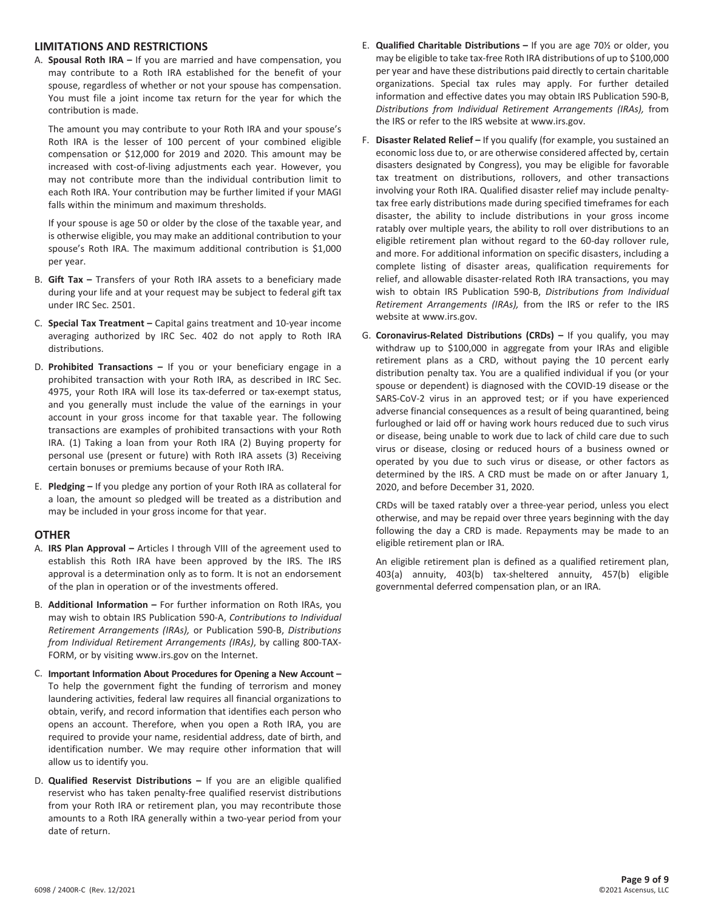## LIMITATIONS AND RESTRICTIONS

A. **Spousal Roth IRA –** If you are married and have compensation, you may contribute to a Roth IRA established for the benefit of your spouse, regardless of whether or not your spouse has compensation. You must file a joint income tax return for the year for which the contribution is made.

   The amount you may contribute to your Roth IRA and your spouse's Roth IRA is the lesser of 100 percent of your combined eligible compensation or $12,000 for 2019 and 2020. This amount may be increased with cost-of-living adjustments each year. However, you may not contribute more than the individual contribution limit to each Roth IRA. Your contribution may be further limited if your MAGI falls within the minimum and maximum thresholds.

   If your spouse is age 50 or older by the close of the taxable year, and is otherwise eligible, you may make an additional contribution to your spouse's Roth IRA. The maximum additional contribution is $1,000 per year.

B. **Gift Tax –** Transfers of your Roth IRA assets to a beneficiary made during your life and at your request may be subject to federal gift tax under IRC Sec. 2501.

C. **Special Tax Treatment –** Capital gains treatment and 10-year income averaging authorized by IRC Sec. 402 do not apply to Roth IRA distributions.

D. **Prohibited Transactions –** If you or your beneficiary engage in a prohibited transaction with your Roth IRA, as described in IRC Sec. 4975, your Roth IRA will lose its tax-deferred or tax-exempt status, and you generally must include the value of the earnings in your account in your gross income for that taxable year. The following transactions are examples of prohibited transactions with your Roth IRA. (1) Taking a loan from your Roth IRA (2) Buying property for personal use (present or future) with Roth IRA assets (3) Receiving certain bonuses or premiums because of your Roth IRA.

E. **Pledging –** If you pledge any portion of your Roth IRA as collateral for a loan, the amount so pledged will be treated as a distribution and may be included in your gross income for that year.

## OTHER

A. **IRS Plan Approval –** Articles I through VIII of the agreement used to establish this Roth IRA have been approved by the IRS. The IRS approval is a determination only as to form. It is not an endorsement of the plan in operation or of the investments offered.

B. **Additional Information –** For further information on Roth IRAs, you may wish to obtain IRS Publication 590-A, *Contributions to Individual Retirement Arrangements (IRAs),* or Publication 590-B, *Distributions from Individual Retirement Arrangements (IRAs)*, by calling 800-TAX-FORM, or by visiting www.irs.gov on the Internet.

C. **Important Information About Procedures for Opening a New Account –** To help the government fight the funding of terrorism and money laundering activities, federal law requires all financial organizations to obtain, verify, and record information that identifies each person who opens an account. Therefore, when you open a Roth IRA, you are required to provide your name, residential address, date of birth, and identification number. We may require other information that will allow us to identify you.

D. **Qualified Reservist Distributions –** If you are an eligible qualified reservist who has taken penalty-free qualified reservist distributions from your Roth IRA or retirement plan, you may recontribute those amounts to a Roth IRA generally within a two-year period from your date of return.

E. **Qualified Charitable Distributions –** If you are age 70½ or older, you may be eligible to take tax-free Roth IRA distributions of up to $100,000 per year and have these distributions paid directly to certain charitable organizations. Special tax rules may apply. For further detailed information and effective dates you may obtain IRS Publication 590-B, *Distributions from Individual Retirement Arrangements (IRAs),* from the IRS or refer to the IRS website at www.irs.gov.

F. **Disaster Related Relief –** If you qualify (for example, you sustained an economic loss due to, or are otherwise considered affected by, certain disasters designated by Congress), you may be eligible for favorable tax treatment on distributions, rollovers, and other transactions involving your Roth IRA. Qualified disaster relief may include penalty-tax free early distributions made during specified timeframes for each disaster, the ability to include distributions in your gross income ratably over multiple years, the ability to roll over distributions to an eligible retirement plan without regard to the 60-day rollover rule, and more. For additional information on specific disasters, including a complete listing of disaster areas, qualification requirements for relief, and allowable disaster-related Roth IRA transactions, you may wish to obtain IRS Publication 590-B, *Distributions from Individual Retirement Arrangements (IRAs),* from the IRS or refer to the IRS website at www.irs.gov.

G. **Coronavirus-Related Distributions (CRDs) –** If you qualify, you may withdraw up to $100,000 in aggregate from your IRAs and eligible retirement plans as a CRD, without paying the 10 percent early distribution penalty tax. You are a qualified individual if you (or your spouse or dependent) is diagnosed with the COVID-19 disease or the SARS-CoV-2 virus in an approved test; or if you have experienced adverse financial consequences as a result of being quarantined, being furloughed or laid off or having work hours reduced due to such virus or disease, being unable to work due to lack of child care due to such virus or disease, closing or reduced hours of a business owned or operated by you due to such virus or disease, or other factors as determined by the IRS. A CRD must be made on or after January 1, 2020, and before December 31, 2020.

   CRDs will be taxed ratably over a three-year period, unless you elect otherwise, and may be repaid over three years beginning with the day following the day a CRD is made. Repayments may be made to an eligible retirement plan or IRA.

   An eligible retirement plan is defined as a qualified retirement plan, 403(a) annuity, 403(b) tax-sheltered annuity, 457(b) eligible governmental deferred compensation plan, or an IRA.

6098 / 2400R-C (Rev. 12/2021)

©2021 Ascensus, LLC